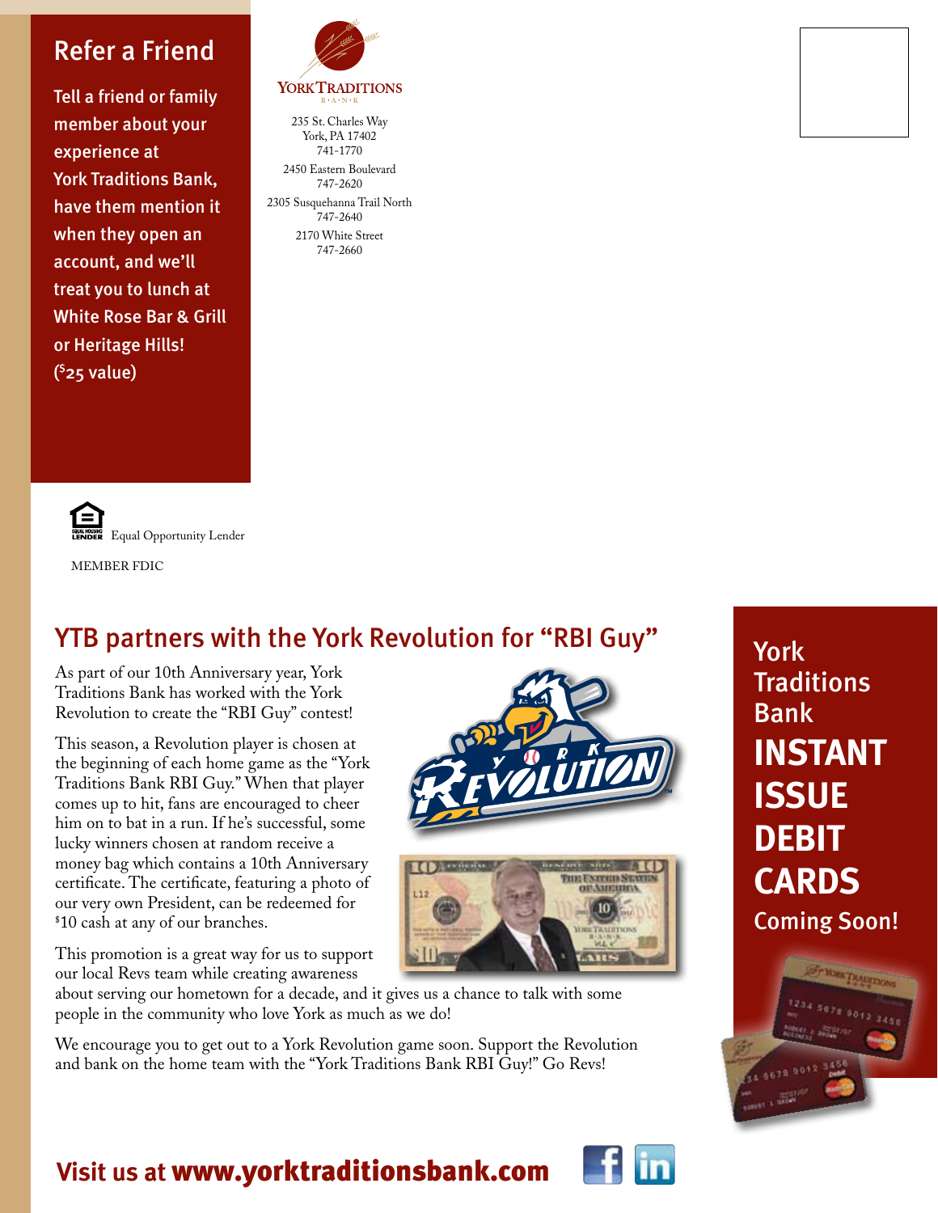## Refer a Friend

Tell a friend or family member about your experience at York Traditions Bank, have them mention it when they open an account, and we'll treat you to lunch at White Rose Bar & Grill or Heritage Hills! ($25 value)

YORK TRADITIONS
B·A·N·K

235 St. Charles Way
York, PA 17402
741-1770

2450 Eastern Boulevard
747-2620

2305 Susquehanna Trail North
747-2640

2170 White Street
747-2660

Equal Opportunity Lender

MEMBER FDIC

## YTB partners with the York Revolution for "RBI Guy"

As part of our 10th Anniversary year, York Traditions Bank has worked with the York Revolution to create the "RBI Guy" contest!

This season, a Revolution player is chosen at the beginning of each home game as the "York Traditions Bank RBI Guy." When that player comes up to hit, fans are encouraged to cheer him on to bat in a run. If he's successful, some lucky winners chosen at random receive a money bag which contains a 10th Anniversary certificate. The certificate, featuring a photo of our very own President, can be redeemed for $10 cash at any of our branches.

This promotion is a great way for us to support our local Revs team while creating awareness about serving our hometown for a decade, and it gives us a chance to talk with some people in the community who love York as much as we do!

We encourage you to get out to a York Revolution game soon. Support the Revolution and bank on the home team with the "York Traditions Bank RBI Guy!" Go Revs!

York Traditions Bank
**INSTANT ISSUE DEBIT CARDS**
Coming Soon!

Visit us at **www.yorktraditionsbank.com**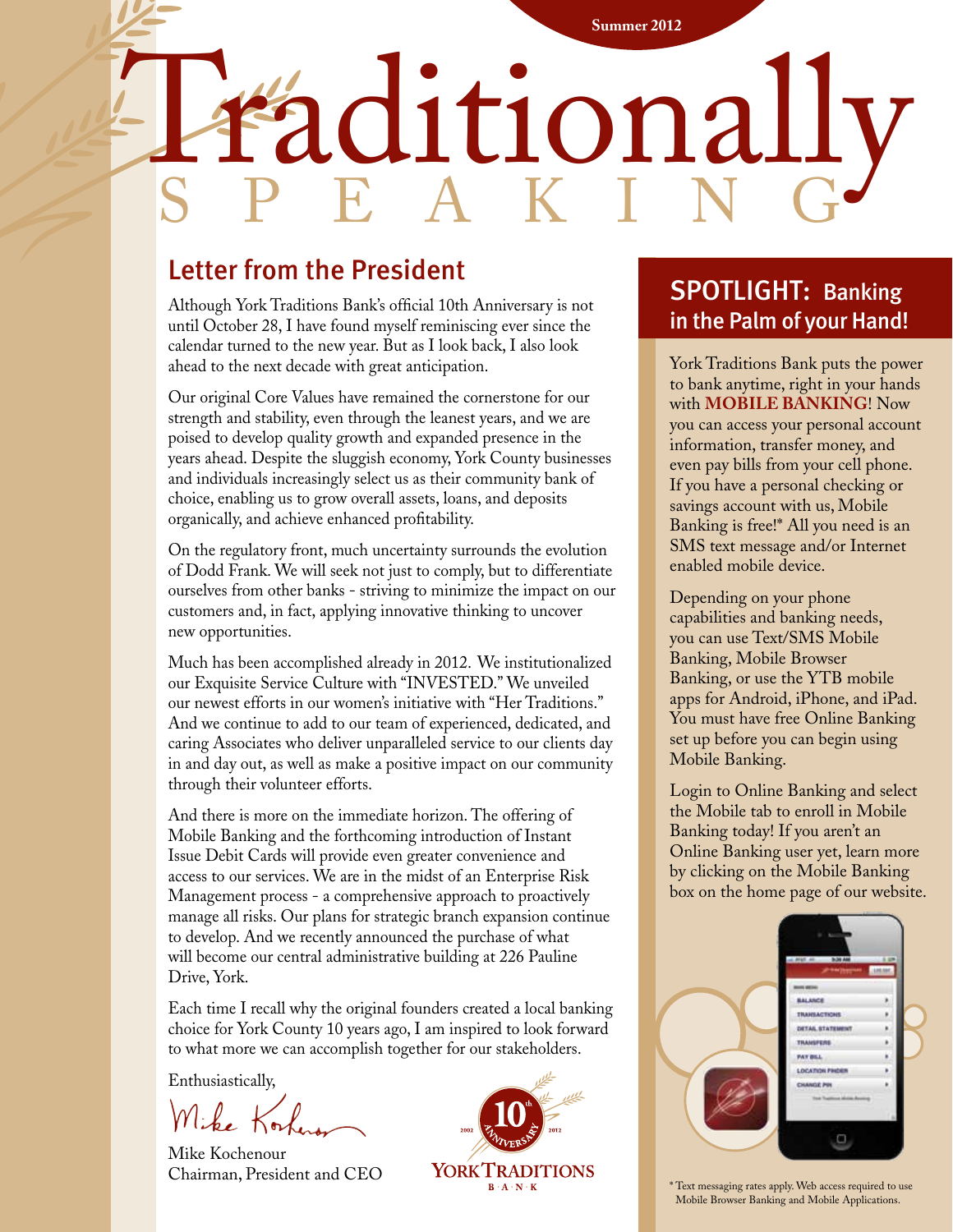Summer 2012

# Traditionally SPEAKING

## Letter from the President

Although York Traditions Bank's official 10th Anniversary is not until October 28, I have found myself reminiscing ever since the calendar turned to the new year. But as I look back, I also look ahead to the next decade with great anticipation.

Our original Core Values have remained the cornerstone for our strength and stability, even through the leanest years, and we are poised to develop quality growth and expanded presence in the years ahead. Despite the sluggish economy, York County businesses and individuals increasingly select us as their community bank of choice, enabling us to grow overall assets, loans, and deposits organically, and achieve enhanced profitability.

On the regulatory front, much uncertainty surrounds the evolution of Dodd Frank. We will seek not just to comply, but to differentiate ourselves from other banks - striving to minimize the impact on our customers and, in fact, applying innovative thinking to uncover new opportunities.

Much has been accomplished already in 2012. We institutionalized our Exquisite Service Culture with "INVESTED." We unveiled our newest efforts in our women's initiative with "Her Traditions." And we continue to add to our team of experienced, dedicated, and caring Associates who deliver unparalleled service to our clients day in and day out, as well as make a positive impact on our community through their volunteer efforts.

And there is more on the immediate horizon. The offering of Mobile Banking and the forthcoming introduction of Instant Issue Debit Cards will provide even greater convenience and access to our services. We are in the midst of an Enterprise Risk Management process - a comprehensive approach to proactively manage all risks. Our plans for strategic branch expansion continue to develop. And we recently announced the purchase of what will become our central administrative building at 226 Pauline Drive, York.

Each time I recall why the original founders created a local banking choice for York County 10 years ago, I am inspired to look forward to what more we can accomplish together for our stakeholders.

Enthusiastically,

Mike Kochenour

Mike Kochenour
Chairman, President and CEO

2002 10th Anniversary 2012
YORK TRADITIONS BANK

## SPOTLIGHT: Banking in the Palm of your Hand!

York Traditions Bank puts the power to bank anytime, right in your hands with **MOBILE BANKING**! Now you can access your personal account information, transfer money, and even pay bills from your cell phone. If you have a personal checking or savings account with us, Mobile Banking is free!* All you need is an SMS text message and/or Internet enabled mobile device.

Depending on your phone capabilities and banking needs, you can use Text/SMS Mobile Banking, Mobile Browser Banking, or use the YTB mobile apps for Android, iPhone, and iPad. You must have free Online Banking set up before you can begin using Mobile Banking.

Login to Online Banking and select the Mobile tab to enroll in Mobile Banking today! If you aren't an Online Banking user yet, learn more by clicking on the Mobile Banking box on the home page of our website.

\* Text messaging rates apply. Web access required to use Mobile Browser Banking and Mobile Applications.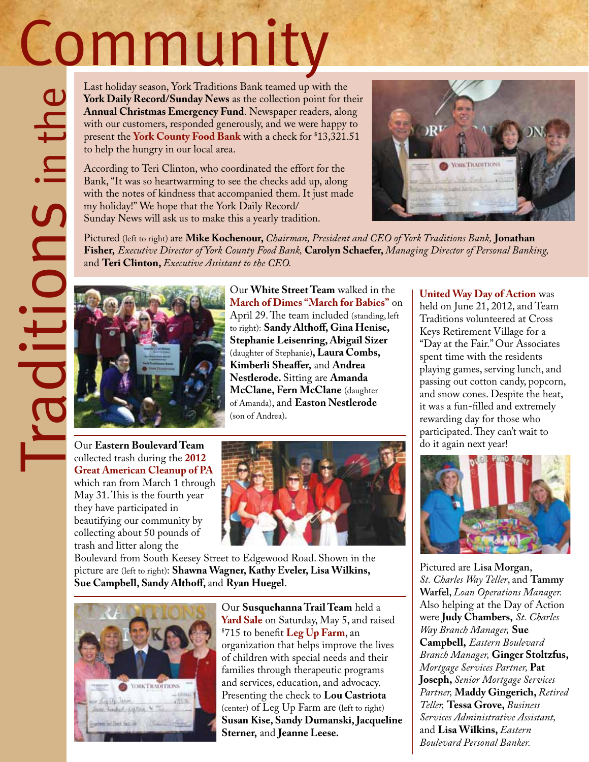# Traditions in the Community

Last holiday season, York Traditions Bank teamed up with the **York Daily Record/Sunday News** as the collection point for their **Annual Christmas Emergency Fund**. Newspaper readers, along with our customers, responded generously, and we were happy to present the **York County Food Bank** with a check for $13,321.51 to help the hungry in our local area.

According to Teri Clinton, who coordinated the effort for the Bank, "It was so heartwarming to see the checks add up, along with the notes of kindness that accompanied them. It just made my holiday!" We hope that the York Daily Record/ Sunday News will ask us to make this a yearly tradition.

Pictured (left to right) are **Mike Kochenour,** *Chairman, President and CEO of York Traditions Bank,* **Jonathan Fisher,** *Executive Director of York County Food Bank,* **Carolyn Schaefer,** *Managing Director of Personal Banking,* and **Teri Clinton,** *Executive Assistant to the CEO.*

Our **White Street Team** walked in the **March of Dimes "March for Babies"** on April 29. The team included (standing, left to right): **Sandy Althoff, Gina Henise, Stephanie Leisenring, Abigail Sizer** (daughter of Stephanie)**, Laura Combs, Kimberli Sheaffer,** and **Andrea Nestlerode.** Sitting are **Amanda McClane, Fern McClane** (daughter of Amanda), and **Easton Nestlerode** (son of Andrea).

Our **Eastern Boulevard Team** collected trash during the **2012 Great American Cleanup of PA** which ran from March 1 through May 31. This is the fourth year they have participated in beautifying our community by collecting about 50 pounds of trash and litter along the Boulevard from South Keesey Street to Edgewood Road. Shown in the picture are (left to right): **Shawna Wagner, Kathy Eveler, Lisa Wilkins, Sue Campbell, Sandy Althoff,** and **Ryan Huegel**.

Our **Susquehanna Trail Team** held a **Yard Sale** on Saturday, May 5, and raised $715 to benefit **Leg Up Farm**, an organization that helps improve the lives of children with special needs and their families through therapeutic programs and services, education, and advocacy. Presenting the check to **Lou Castriota** (center) of Leg Up Farm are (left to right) **Susan Kise, Sandy Dumanski, Jacqueline Sterner,** and **Jeanne Leese.**

**United Way Day of Action** was held on June 21, 2012, and Team Traditions volunteered at Cross Keys Retirement Village for a "Day at the Fair." Our Associates spent time with the residents playing games, serving lunch, and passing out cotton candy, popcorn, and snow cones. Despite the heat, it was a fun-filled and extremely rewarding day for those who participated. They can't wait to do it again next year!

Pictured are **Lisa Morgan**, *St. Charles Way Teller*, and **Tammy Warfel**, *Loan Operations Manager.* Also helping at the Day of Action were **Judy Chambers,** *St. Charles Way Branch Manager,* **Sue Campbell,** *Eastern Boulevard Branch Manager,* **Ginger Stoltzfus,** *Mortgage Services Partner,* **Pat Joseph,** *Senior Mortgage Services Partner,* **Maddy Gingerich,** *Retired Teller,* **Tessa Grove,** *Business Services Administrative Assistant,* and **Lisa Wilkins,** *Eastern Boulevard Personal Banker.*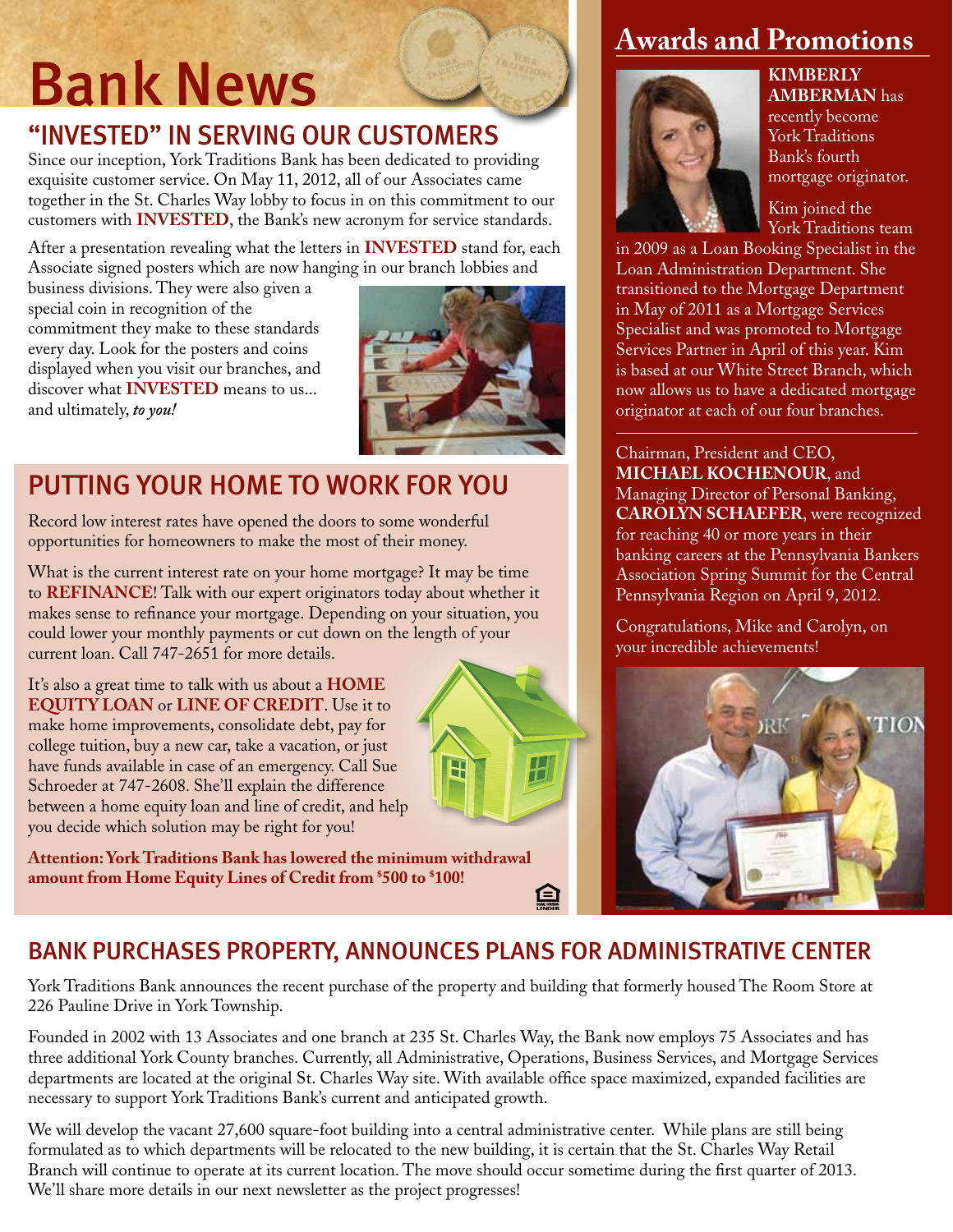# Bank News

## "INVESTED" IN SERVING OUR CUSTOMERS

Since our inception, York Traditions Bank has been dedicated to providing exquisite customer service. On May 11, 2012, all of our Associates came together in the St. Charles Way lobby to focus in on this commitment to our customers with **INVESTED**, the Bank's new acronym for service standards.

After a presentation revealing what the letters in **INVESTED** stand for, each Associate signed posters which are now hanging in our branch lobbies and business divisions. They were also given a special coin in recognition of the commitment they make to these standards every day. Look for the posters and coins displayed when you visit our branches, and discover what **INVESTED** means to us... and ultimately, ***to you!***

## PUTTING YOUR HOME TO WORK FOR YOU

Record low interest rates have opened the doors to some wonderful opportunities for homeowners to make the most of their money.

What is the current interest rate on your home mortgage? It may be time to **REFINANCE**! Talk with our expert originators today about whether it makes sense to refinance your mortgage. Depending on your situation, you could lower your monthly payments or cut down on the length of your current loan. Call 747-2651 for more details.

It's also a great time to talk with us about a **HOME EQUITY LOAN** or **LINE OF CREDIT**. Use it to make home improvements, consolidate debt, pay for college tuition, buy a new car, take a vacation, or just have funds available in case of an emergency. Call Sue Schroeder at 747-2608. She'll explain the difference between a home equity loan and line of credit, and help you decide which solution may be right for you!

**Attention: York Traditions Bank has lowered the minimum withdrawal amount from Home Equity Lines of Credit from $500 to $100!**

## Awards and Promotions

**KIMBERLY AMBERMAN** has recently become York Traditions Bank's fourth mortgage originator.

Kim joined the York Traditions team in 2009 as a Loan Booking Specialist in the Loan Administration Department. She transitioned to the Mortgage Department in May of 2011 as a Mortgage Services Specialist and was promoted to Mortgage Services Partner in April of this year. Kim is based at our White Street Branch, which now allows us to have a dedicated mortgage originator at each of our four branches.

Chairman, President and CEO, **MICHAEL KOCHENOUR**, and Managing Director of Personal Banking, **CAROLYN SCHAEFER**, were recognized for reaching 40 or more years in their banking careers at the Pennsylvania Bankers Association Spring Summit for the Central Pennsylvania Region on April 9, 2012.

Congratulations, Mike and Carolyn, on your incredible achievements!

## BANK PURCHASES PROPERTY, ANNOUNCES PLANS FOR ADMINISTRATIVE CENTER

York Traditions Bank announces the recent purchase of the property and building that formerly housed The Room Store at 226 Pauline Drive in York Township.

Founded in 2002 with 13 Associates and one branch at 235 St. Charles Way, the Bank now employs 75 Associates and has three additional York County branches. Currently, all Administrative, Operations, Business Services, and Mortgage Services departments are located at the original St. Charles Way site. With available office space maximized, expanded facilities are necessary to support York Traditions Bank's current and anticipated growth.

We will develop the vacant 27,600 square-foot building into a central administrative center. While plans are still being formulated as to which departments will be relocated to the new building, it is certain that the St. Charles Way Retail Branch will continue to operate at its current location. The move should occur sometime during the first quarter of 2013. We'll share more details in our next newsletter as the project progresses!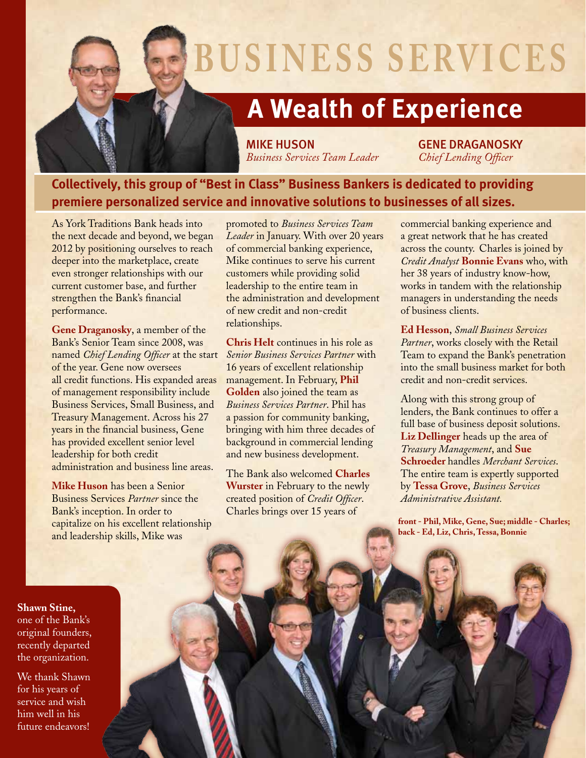# BUSINESS SERVICES

## A Wealth of Experience

**MIKE HUSON**
*Business Services Team Leader*

**GENE DRAGANOSKY**
*Chief Lending Officer*

**Collectively, this group of "Best in Class" Business Bankers is dedicated to providing premiere personalized service and innovative solutions to businesses of all sizes.**

As York Traditions Bank heads into the next decade and beyond, we began 2012 by positioning ourselves to reach deeper into the marketplace, create even stronger relationships with our current customer base, and further strengthen the Bank's financial performance.

**Gene Draganosky**, a member of the Bank's Senior Team since 2008, was named *Chief Lending Officer* at the start of the year. Gene now oversees all credit functions. His expanded areas of management responsibility include Business Services, Small Business, and Treasury Management. Across his 27 years in the financial business, Gene has provided excellent senior level leadership for both credit administration and business line areas.

**Mike Huson** has been a Senior Business Services *Partner* since the Bank's inception. In order to capitalize on his excellent relationship and leadership skills, Mike was promoted to *Business Services Team Leader* in January. With over 20 years of commercial banking experience, Mike continues to serve his current customers while providing solid leadership to the entire team in the administration and development of new credit and non-credit relationships.

**Chris Helt** continues in his role as *Senior Business Services Partner* with 16 years of excellent relationship management. In February, **Phil Golden** also joined the team as *Business Services Partner*. Phil has a passion for community banking, bringing with him three decades of background in commercial lending and new business development.

The Bank also welcomed **Charles Wurster** in February to the newly created position of *Credit Officer*. Charles brings over 15 years of commercial banking experience and a great network that he has created across the county. Charles is joined by *Credit Analyst* **Bonnie Evans** who, with her 38 years of industry know-how, works in tandem with the relationship managers in understanding the needs of business clients.

**Ed Hesson**, *Small Business Services Partner*, works closely with the Retail Team to expand the Bank's penetration into the small business market for both credit and non-credit services.

Along with this strong group of lenders, the Bank continues to offer a full base of business deposit solutions. **Liz Dellinger** heads up the area of *Treasury Management*, and **Sue Schroeder** handles *Merchant Services*. The entire team is expertly supported by **Tessa Grove**, *Business Services Administrative Assistant.*

**front - Phil, Mike, Gene, Sue; middle - Charles; back - Ed, Liz, Chris, Tessa, Bonnie**

**Shawn Stine,** one of the Bank's original founders, recently departed the organization.

We thank Shawn for his years of service and wish him well in his future endeavors!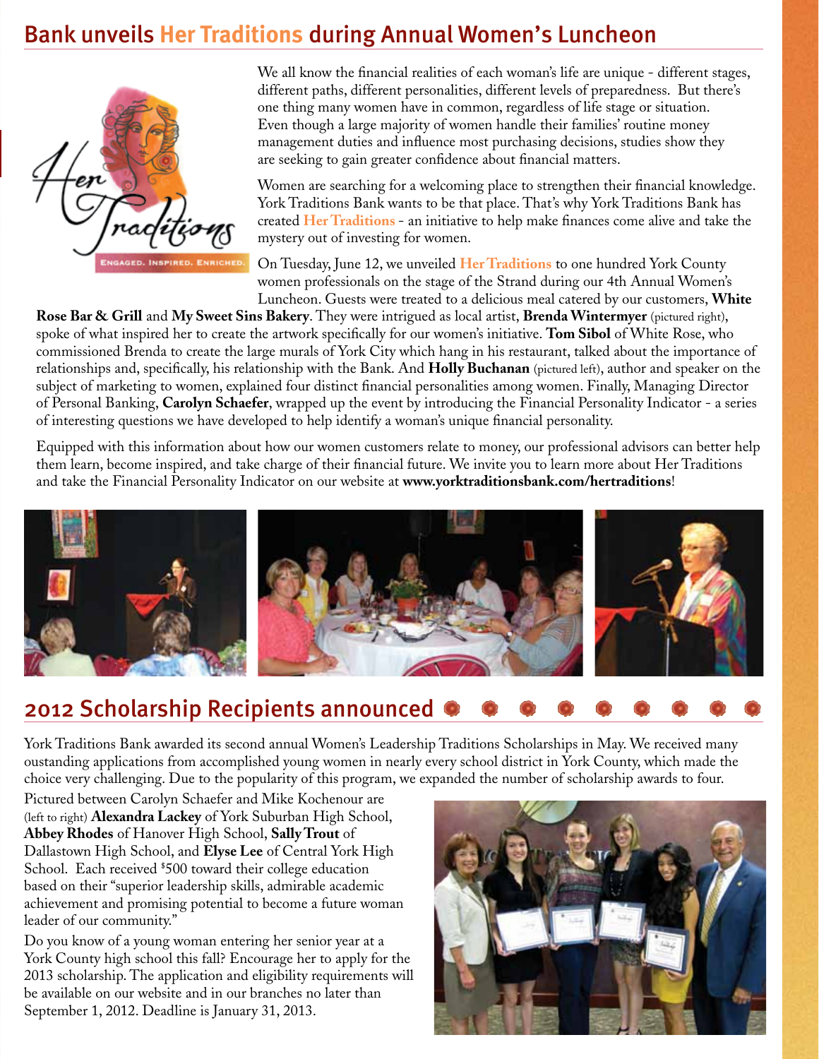## Bank unveils Her Traditions during Annual Women's Luncheon

We all know the financial realities of each woman's life are unique - different stages, different paths, different personalities, different levels of preparedness. But there's one thing many women have in common, regardless of life stage or situation. Even though a large majority of women handle their families' routine money management duties and influence most purchasing decisions, studies show they are seeking to gain greater confidence about financial matters.

Women are searching for a welcoming place to strengthen their financial knowledge. York Traditions Bank wants to be that place. That's why York Traditions Bank has created **Her Traditions** - an initiative to help make finances come alive and take the mystery out of investing for women.

On Tuesday, June 12, we unveiled **Her Traditions** to one hundred York County women professionals on the stage of the Strand during our 4th Annual Women's Luncheon. Guests were treated to a delicious meal catered by our customers, **White Rose Bar & Grill** and **My Sweet Sins Bakery**. They were intrigued as local artist, **Brenda Wintermyer** (pictured right), spoke of what inspired her to create the artwork specifically for our women's initiative. **Tom Sibol** of White Rose, who commissioned Brenda to create the large murals of York City which hang in his restaurant, talked about the importance of relationships and, specifically, his relationship with the Bank. And **Holly Buchanan** (pictured left), author and speaker on the subject of marketing to women, explained four distinct financial personalities among women. Finally, Managing Director of Personal Banking, **Carolyn Schaefer**, wrapped up the event by introducing the Financial Personality Indicator - a series of interesting questions we have developed to help identify a woman's unique financial personality.

Equipped with this information about how our women customers relate to money, our professional advisors can better help them learn, become inspired, and take charge of their financial future. We invite you to learn more about Her Traditions and take the Financial Personality Indicator on our website at **www.yorktraditionsbank.com/hertraditions**!

## 2012 Scholarship Recipients announced

York Traditions Bank awarded its second annual Women's Leadership Traditions Scholarships in May. We received many oustanding applications from accomplished young women in nearly every school district in York County, which made the choice very challenging. Due to the popularity of this program, we expanded the number of scholarship awards to four.

Pictured between Carolyn Schaefer and Mike Kochenour are (left to right) **Alexandra Lackey** of York Suburban High School, **Abbey Rhodes** of Hanover High School, **Sally Trout** of Dallastown High School, and **Elyse Lee** of Central York High School. Each received $500 toward their college education based on their "superior leadership skills, admirable academic achievement and promising potential to become a future woman leader of our community."

Do you know of a young woman entering her senior year at a York County high school this fall? Encourage her to apply for the 2013 scholarship. The application and eligibility requirements will be available on our website and in our branches no later than September 1, 2012. Deadline is January 31, 2013.